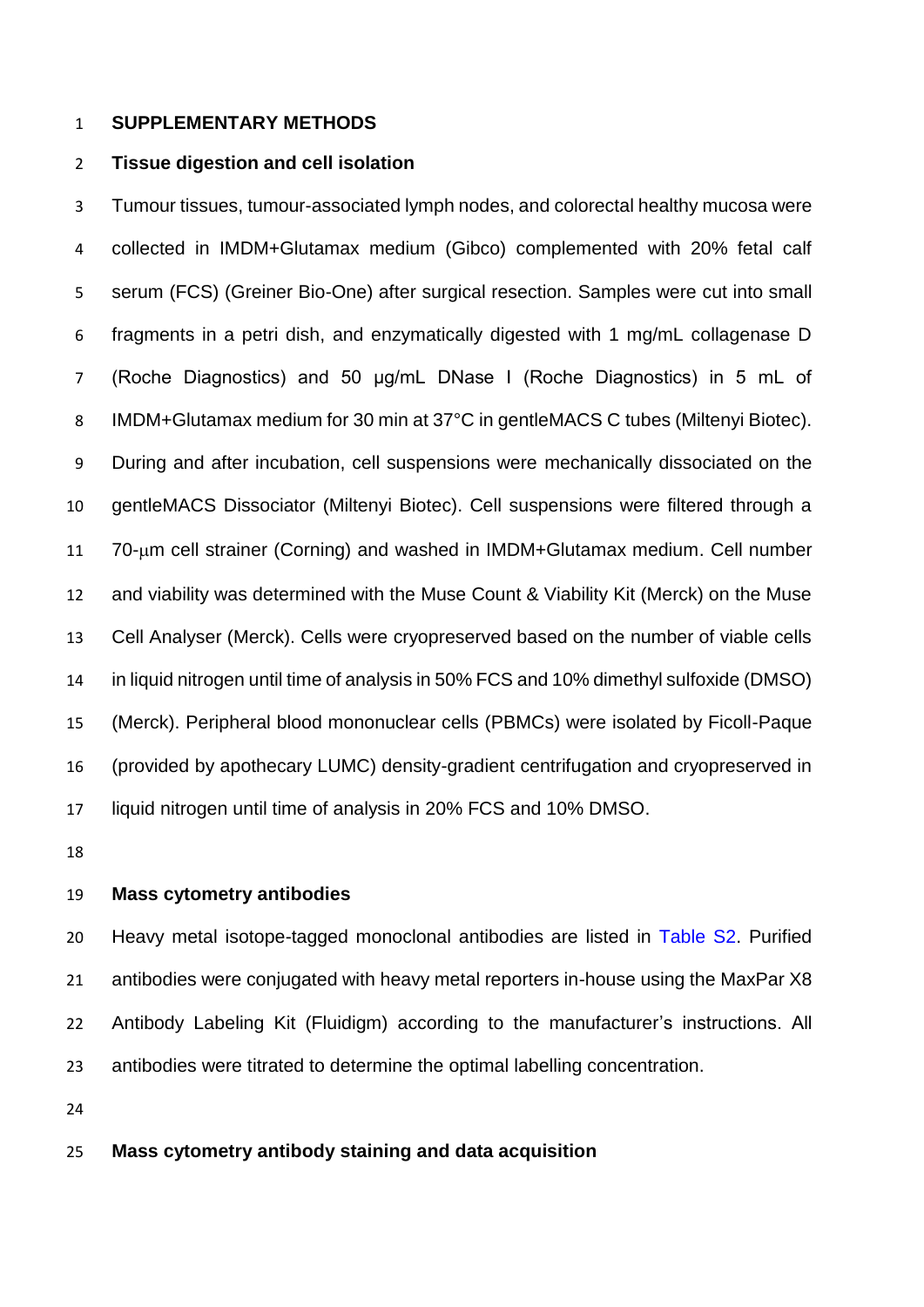# SUPPLEMENTARY METHODS

## Tissue digestion and cell isolation

Tumour tissues, tumour-associated lymph nodes, and colorectal healthy mucosa were collected in IMDM+Glutamax medium (Gibco) complemented with 20% fetal calf serum (FCS) (Greiner Bio-One) after surgical resection. Samples were cut into small fragments in a petri dish, and enzymatically digested with 1 mg/mL collagenase D (Roche Diagnostics) and 50 µg/mL DNase I (Roche Diagnostics) in 5 mL of IMDM+Glutamax medium for 30 min at 37°C in gentleMACS C tubes (Miltenyi Biotec). During and after incubation, cell suspensions were mechanically dissociated on the gentleMACS Dissociator (Miltenyi Biotec). Cell suspensions were filtered through a 70-µm cell strainer (Corning) and washed in IMDM+Glutamax medium. Cell number and viability was determined with the Muse Count & Viability Kit (Merck) on the Muse Cell Analyser (Merck). Cells were cryopreserved based on the number of viable cells in liquid nitrogen until time of analysis in 50% FCS and 10% dimethyl sulfoxide (DMSO) (Merck). Peripheral blood mononuclear cells (PBMCs) were isolated by Ficoll-Paque (provided by apothecary LUMC) density-gradient centrifugation and cryopreserved in liquid nitrogen until time of analysis in 20% FCS and 10% DMSO.

## Mass cytometry antibodies

Heavy metal isotope-tagged monoclonal antibodies are listed in Table S2. Purified antibodies were conjugated with heavy metal reporters in-house using the MaxPar X8 Antibody Labeling Kit (Fluidigm) according to the manufacturer's instructions. All antibodies were titrated to determine the optimal labelling concentration.

## Mass cytometry antibody staining and data acquisition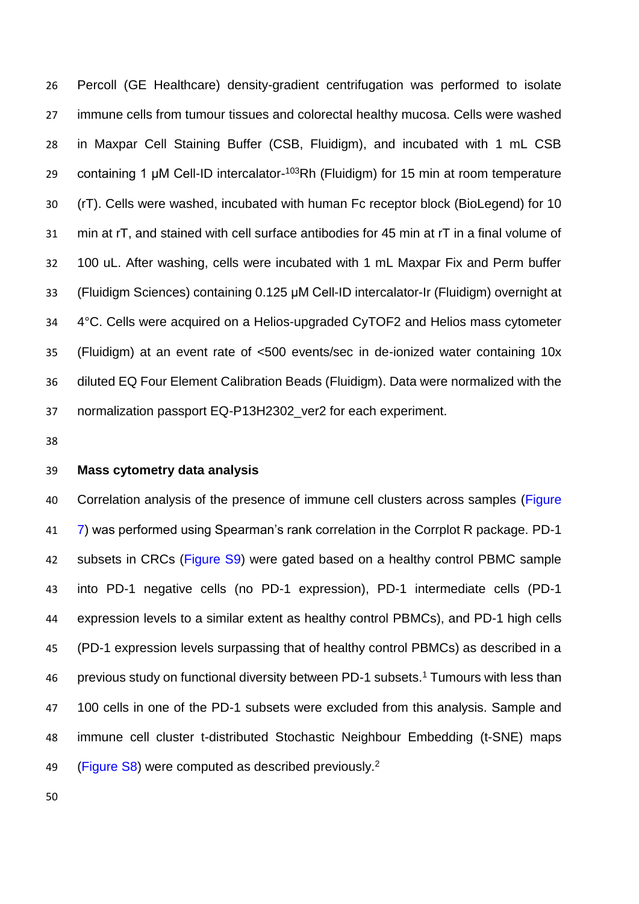Percoll (GE Healthcare) density-gradient centrifugation was performed to isolate immune cells from tumour tissues and colorectal healthy mucosa. Cells were washed in Maxpar Cell Staining Buffer (CSB, Fluidigm), and incubated with 1 mL CSB containing 1 μM Cell-ID intercalator-$^{103}$Rh (Fluidigm) for 15 min at room temperature (rT). Cells were washed, incubated with human Fc receptor block (BioLegend) for 10 min at rT, and stained with cell surface antibodies for 45 min at rT in a final volume of 100 uL. After washing, cells were incubated with 1 mL Maxpar Fix and Perm buffer (Fluidigm Sciences) containing 0.125 μM Cell-ID intercalator-Ir (Fluidigm) overnight at 4°C. Cells were acquired on a Helios-upgraded CyTOF2 and Helios mass cytometer (Fluidigm) at an event rate of <500 events/sec in de-ionized water containing 10x diluted EQ Four Element Calibration Beads (Fluidigm). Data were normalized with the normalization passport EQ-P13H2302_ver2 for each experiment.

**Mass cytometry data analysis**

Correlation analysis of the presence of immune cell clusters across samples (Figure 7) was performed using Spearman's rank correlation in the Corrplot R package. PD-1 subsets in CRCs (Figure S9) were gated based on a healthy control PBMC sample into PD-1 negative cells (no PD-1 expression), PD-1 intermediate cells (PD-1 expression levels to a similar extent as healthy control PBMCs), and PD-1 high cells (PD-1 expression levels surpassing that of healthy control PBMCs) as described in a previous study on functional diversity between PD-1 subsets.[1] Tumours with less than 100 cells in one of the PD-1 subsets were excluded from this analysis. Sample and immune cell cluster t-distributed Stochastic Neighbour Embedding (t-SNE) maps (Figure S8) were computed as described previously.[2]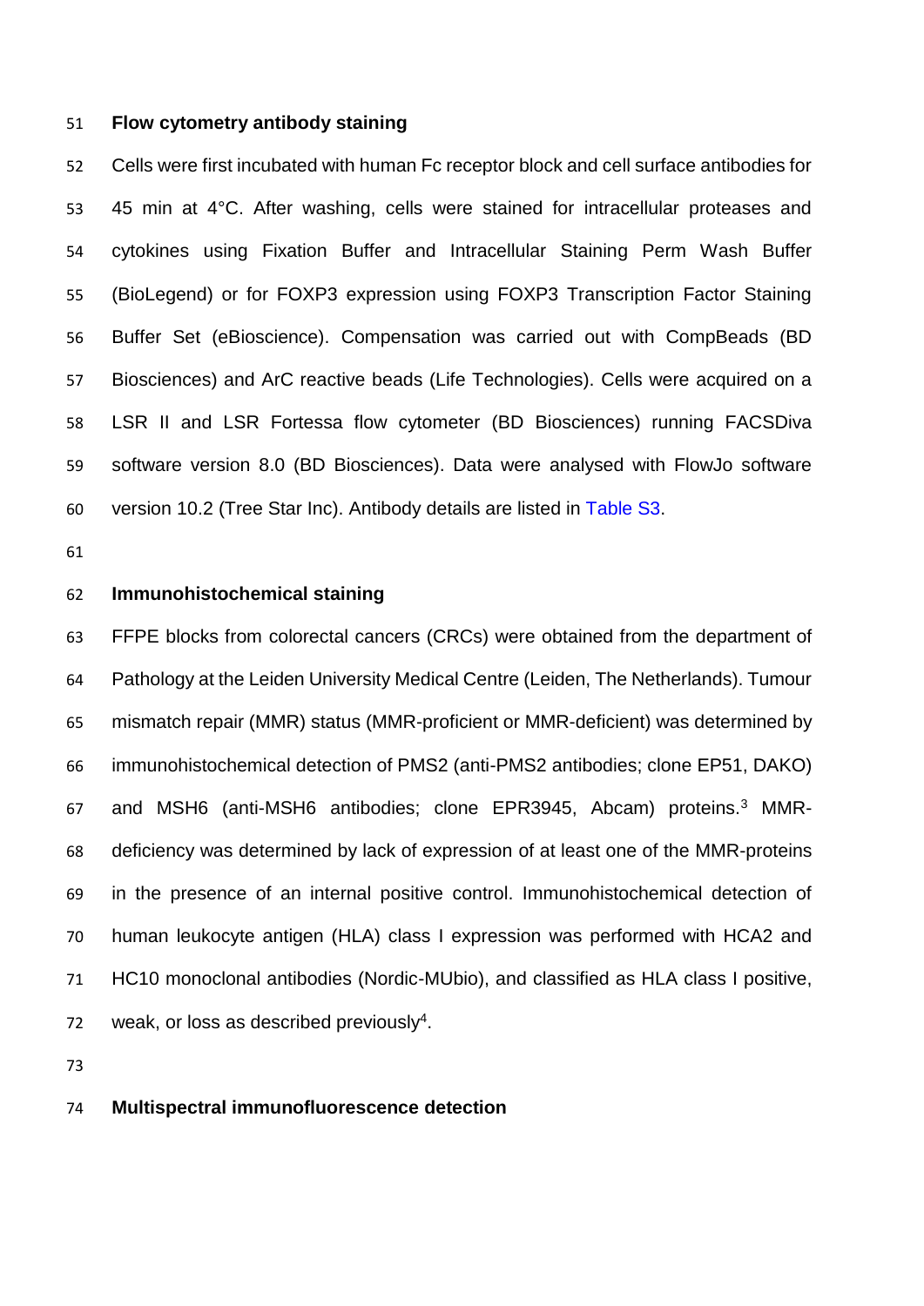## Flow cytometry antibody staining

Cells were first incubated with human Fc receptor block and cell surface antibodies for 45 min at 4°C. After washing, cells were stained for intracellular proteases and cytokines using Fixation Buffer and Intracellular Staining Perm Wash Buffer (BioLegend) or for FOXP3 expression using FOXP3 Transcription Factor Staining Buffer Set (eBioscience). Compensation was carried out with CompBeads (BD Biosciences) and ArC reactive beads (Life Technologies). Cells were acquired on a LSR II and LSR Fortessa flow cytometer (BD Biosciences) running FACSDiva software version 8.0 (BD Biosciences). Data were analysed with FlowJo software version 10.2 (Tree Star Inc). Antibody details are listed in Table S3.

## Immunohistochemical staining

FFPE blocks from colorectal cancers (CRCs) were obtained from the department of Pathology at the Leiden University Medical Centre (Leiden, The Netherlands). Tumour mismatch repair (MMR) status (MMR-proficient or MMR-deficient) was determined by immunohistochemical detection of PMS2 (anti-PMS2 antibodies; clone EP51, DAKO) and MSH6 (anti-MSH6 antibodies; clone EPR3945, Abcam) proteins.[3] MMR-deficiency was determined by lack of expression of at least one of the MMR-proteins in the presence of an internal positive control. Immunohistochemical detection of human leukocyte antigen (HLA) class I expression was performed with HCA2 and HC10 monoclonal antibodies (Nordic-MUbio), and classified as HLA class I positive, weak, or loss as described previously[4].

## Multispectral immunofluorescence detection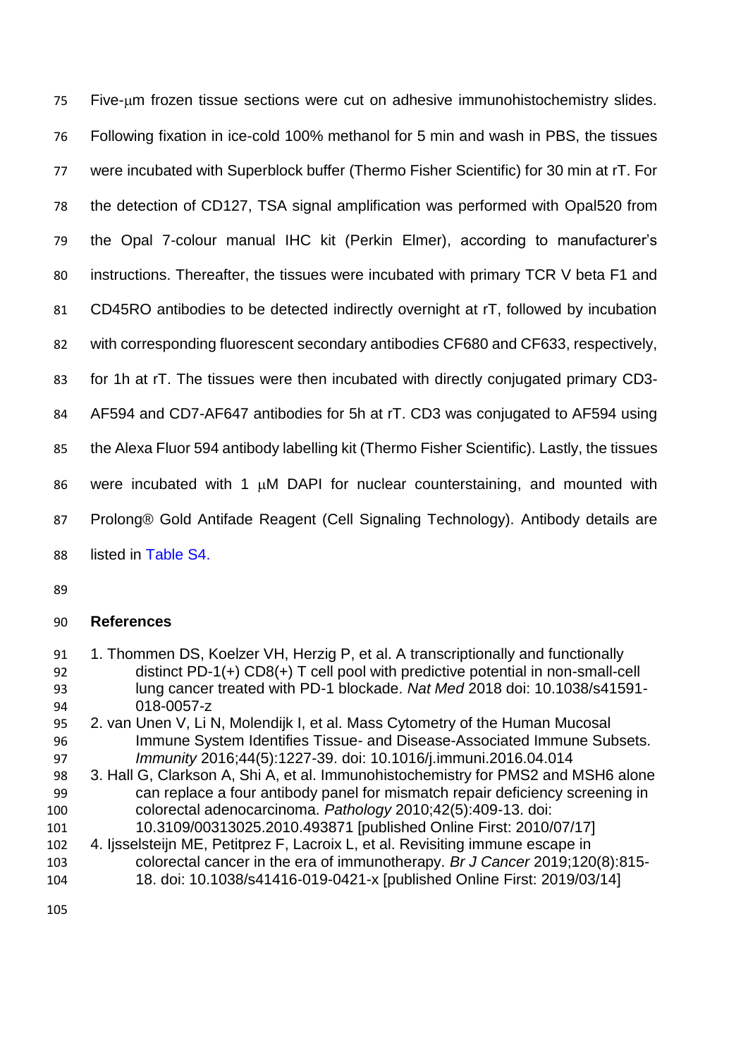Five-μm frozen tissue sections were cut on adhesive immunohistochemistry slides. Following fixation in ice-cold 100% methanol for 5 min and wash in PBS, the tissues were incubated with Superblock buffer (Thermo Fisher Scientific) for 30 min at rT. For the detection of CD127, TSA signal amplification was performed with Opal520 from the Opal 7-colour manual IHC kit (Perkin Elmer), according to manufacturer's instructions. Thereafter, the tissues were incubated with primary TCR V beta F1 and CD45RO antibodies to be detected indirectly overnight at rT, followed by incubation with corresponding fluorescent secondary antibodies CF680 and CF633, respectively, for 1h at rT. The tissues were then incubated with directly conjugated primary CD3-AF594 and CD7-AF647 antibodies for 5h at rT. CD3 was conjugated to AF594 using the Alexa Fluor 594 antibody labelling kit (Thermo Fisher Scientific). Lastly, the tissues were incubated with 1 μM DAPI for nuclear counterstaining, and mounted with Prolong® Gold Antifade Reagent (Cell Signaling Technology). Antibody details are listed in Table S4.

## References

1. Thommen DS, Koelzer VH, Herzig P, et al. A transcriptionally and functionally distinct PD-1(+) CD8(+) T cell pool with predictive potential in non-small-cell lung cancer treated with PD-1 blockade. *Nat Med* 2018 doi: 10.1038/s41591-018-0057-z
2. van Unen V, Li N, Molendijk I, et al. Mass Cytometry of the Human Mucosal Immune System Identifies Tissue- and Disease-Associated Immune Subsets. *Immunity* 2016;44(5):1227-39. doi: 10.1016/j.immuni.2016.04.014
3. Hall G, Clarkson A, Shi A, et al. Immunohistochemistry for PMS2 and MSH6 alone can replace a four antibody panel for mismatch repair deficiency screening in colorectal adenocarcinoma. *Pathology* 2010;42(5):409-13. doi: 10.3109/00313025.2010.493871 [published Online First: 2010/07/17]
4. Ijsselsteijn ME, Petitprez F, Lacroix L, et al. Revisiting immune escape in colorectal cancer in the era of immunotherapy. *Br J Cancer* 2019;120(8):815-18. doi: 10.1038/s41416-019-0421-x [published Online First: 2019/03/14]